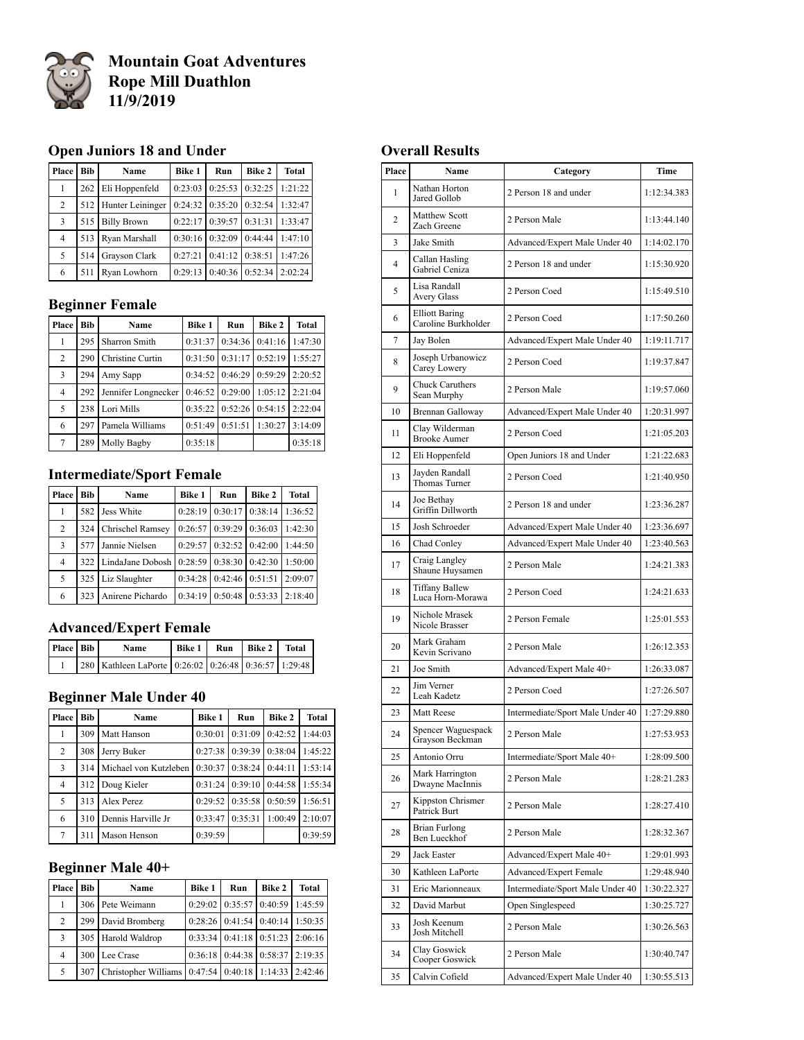# Mountain Goat Adventures
# Rope Mill Duathlon
# 11/9/2019

## Open Juniors 18 and Under

| Place | Bib | Name | Bike 1 | Run | Bike 2 | Total |
|---|---|---|---|---|---|---|
| 1 | 262 | Eli Hoppenfeld | 0:23:03 | 0:25:53 | 0:32:25 | 1:21:22 |
| 2 | 512 | Hunter Leininger | 0:24:32 | 0:35:20 | 0:32:54 | 1:32:47 |
| 3 | 515 | Billy Brown | 0:22:17 | 0:39:57 | 0:31:31 | 1:33:47 |
| 4 | 513 | Ryan Marshall | 0:30:16 | 0:32:09 | 0:44:44 | 1:47:10 |
| 5 | 514 | Grayson Clark | 0:27:21 | 0:41:12 | 0:38:51 | 1:47:26 |
| 6 | 511 | Ryan Lowhorn | 0:29:13 | 0:40:36 | 0:52:34 | 2:02:24 |

## Beginner Female

| Place | Bib | Name | Bike 1 | Run | Bike 2 | Total |
|---|---|---|---|---|---|---|
| 1 | 295 | Sharron Smith | 0:31:37 | 0:34:36 | 0:41:16 | 1:47:30 |
| 2 | 290 | Christine Curtin | 0:31:50 | 0:31:17 | 0:52:19 | 1:55:27 |
| 3 | 294 | Amy Sapp | 0:34:52 | 0:46:29 | 0:59:29 | 2:20:52 |
| 4 | 292 | Jennifer Longnecker | 0:46:52 | 0:29:00 | 1:05:12 | 2:21:04 |
| 5 | 238 | Lori Mills | 0:35:22 | 0:52:26 | 0:54:15 | 2:22:04 |
| 6 | 297 | Pamela Williams | 0:51:49 | 0:51:51 | 1:30:27 | 3:14:09 |
| 7 | 289 | Molly Bagby | 0:35:18 | | | 0:35:18 |

## Intermediate/Sport Female

| Place | Bib | Name | Bike 1 | Run | Bike 2 | Total |
|---|---|---|---|---|---|---|
| 1 | 582 | Jess White | 0:28:19 | 0:30:17 | 0:38:14 | 1:36:52 |
| 2 | 324 | Chrischel Ramsey | 0:26:57 | 0:39:29 | 0:36:03 | 1:42:30 |
| 3 | 577 | Jannie Nielsen | 0:29:57 | 0:32:52 | 0:42:00 | 1:44:50 |
| 4 | 322 | LindaJane Dobosh | 0:28:59 | 0:38:30 | 0:42:30 | 1:50:00 |
| 5 | 325 | Liz Slaughter | 0:34:28 | 0:42:46 | 0:51:51 | 2:09:07 |
| 6 | 323 | Anirene Pichardo | 0:34:19 | 0:50:48 | 0:53:33 | 2:18:40 |

## Advanced/Expert Female

| Place | Bib | Name | Bike 1 | Run | Bike 2 | Total |
|---|---|---|---|---|---|---|
| 1 | 280 | Kathleen LaPorte | 0:26:02 | 0:26:48 | 0:36:57 | 1:29:48 |

## Beginner Male Under 40

| Place | Bib | Name | Bike 1 | Run | Bike 2 | Total |
|---|---|---|---|---|---|---|
| 1 | 309 | Matt Hanson | 0:30:01 | 0:31:09 | 0:42:52 | 1:44:03 |
| 2 | 308 | Jerry Buker | 0:27:38 | 0:39:39 | 0:38:04 | 1:45:22 |
| 3 | 314 | Michael von Kutzleben | 0:30:37 | 0:38:24 | 0:44:11 | 1:53:14 |
| 4 | 312 | Doug Kieler | 0:31:24 | 0:39:10 | 0:44:58 | 1:55:34 |
| 5 | 313 | Alex Perez | 0:29:52 | 0:35:58 | 0:50:59 | 1:56:51 |
| 6 | 310 | Dennis Harville Jr | 0:33:47 | 0:35:31 | 1:00:49 | 2:10:07 |
| 7 | 311 | Mason Henson | 0:39:59 | | | 0:39:59 |

## Beginner Male 40+

| Place | Bib | Name | Bike 1 | Run | Bike 2 | Total |
|---|---|---|---|---|---|---|
| 1 | 306 | Pete Weimann | 0:29:02 | 0:35:57 | 0:40:59 | 1:45:59 |
| 2 | 299 | David Bromberg | 0:28:26 | 0:41:54 | 0:40:14 | 1:50:35 |
| 3 | 305 | Harold Waldrop | 0:33:34 | 0:41:18 | 0:51:23 | 2:06:16 |
| 4 | 300 | Lee Crase | 0:36:18 | 0:44:38 | 0:58:37 | 2:19:35 |
| 5 | 307 | Christopher Williams | 0:47:54 | 0:40:18 | 1:14:33 | 2:42:46 |

## Overall Results

| Place | Name | Category | Time |
|---|---|---|---|
| 1 | Nathan Horton<br>Jared Gollob | 2 Person 18 and under | 1:12:34.383 |
| 2 | Matthew Scott<br>Zach Greene | 2 Person Male | 1:13:44.140 |
| 3 | Jake Smith | Advanced/Expert Male Under 40 | 1:14:02.170 |
| 4 | Callan Hasling<br>Gabriel Ceniza | 2 Person 18 and under | 1:15:30.920 |
| 5 | Lisa Randall<br>Avery Glass | 2 Person Coed | 1:15:49.510 |
| 6 | Elliott Baring<br>Caroline Burkholder | 2 Person Coed | 1:17:50.260 |
| 7 | Jay Bolen | Advanced/Expert Male Under 40 | 1:19:11.717 |
| 8 | Joseph Urbanowicz<br>Carey Lowery | 2 Person Coed | 1:19:37.847 |
| 9 | Chuck Caruthers<br>Sean Murphy | 2 Person Male | 1:19:57.060 |
| 10 | Brennan Galloway | Advanced/Expert Male Under 40 | 1:20:31.997 |
| 11 | Clay Wilderman<br>Brooke Aumer | 2 Person Coed | 1:21:05.203 |
| 12 | Eli Hoppenfeld | Open Juniors 18 and Under | 1:21:22.683 |
| 13 | Jayden Randall<br>Thomas Turner | 2 Person Coed | 1:21:40.950 |
| 14 | Joe Bethay<br>Griffin Dillworth | 2 Person 18 and under | 1:23:36.287 |
| 15 | Josh Schroeder | Advanced/Expert Male Under 40 | 1:23:36.697 |
| 16 | Chad Conley | Advanced/Expert Male Under 40 | 1:23:40.563 |
| 17 | Craig Langley<br>Shaune Huysamen | 2 Person Male | 1:24:21.383 |
| 18 | Tiffany Ballew<br>Luca Horn-Morawa | 2 Person Coed | 1:24:21.633 |
| 19 | Nichole Mrasek<br>Nicole Brasser | 2 Person Female | 1:25:01.553 |
| 20 | Mark Graham<br>Kevin Scrivano | 2 Person Male | 1:26:12.353 |
| 21 | Joe Smith | Advanced/Expert Male 40+ | 1:26:33.087 |
| 22 | Jim Verner<br>Leah Kadetz | 2 Person Coed | 1:27:26.507 |
| 23 | Matt Reese | Intermediate/Sport Male Under 40 | 1:27:29.880 |
| 24 | Spencer Waguespack<br>Grayson Beckman | 2 Person Male | 1:27:53.953 |
| 25 | Antonio Orru | Intermediate/Sport Male 40+ | 1:28:09.500 |
| 26 | Mark Harrington<br>Dwayne MacInnis | 2 Person Male | 1:28:21.283 |
| 27 | Kippston Chrismer<br>Patrick Burt | 2 Person Male | 1:28:27.410 |
| 28 | Brian Furlong<br>Ben Lueckhof | 2 Person Male | 1:28:32.367 |
| 29 | Jack Easter | Advanced/Expert Male 40+ | 1:29:01.993 |
| 30 | Kathleen LaPorte | Advanced/Expert Female | 1:29:48.940 |
| 31 | Eric Marionneaux | Intermediate/Sport Male Under 40 | 1:30:22.327 |
| 32 | David Marbut | Open Singlespeed | 1:30:25.727 |
| 33 | Josh Keenum<br>Josh Mitchell | 2 Person Male | 1:30:26.563 |
| 34 | Clay Goswick<br>Cooper Goswick | 2 Person Male | 1:30:40.747 |
| 35 | Calvin Cofield | Advanced/Expert Male Under 40 | 1:30:55.513 |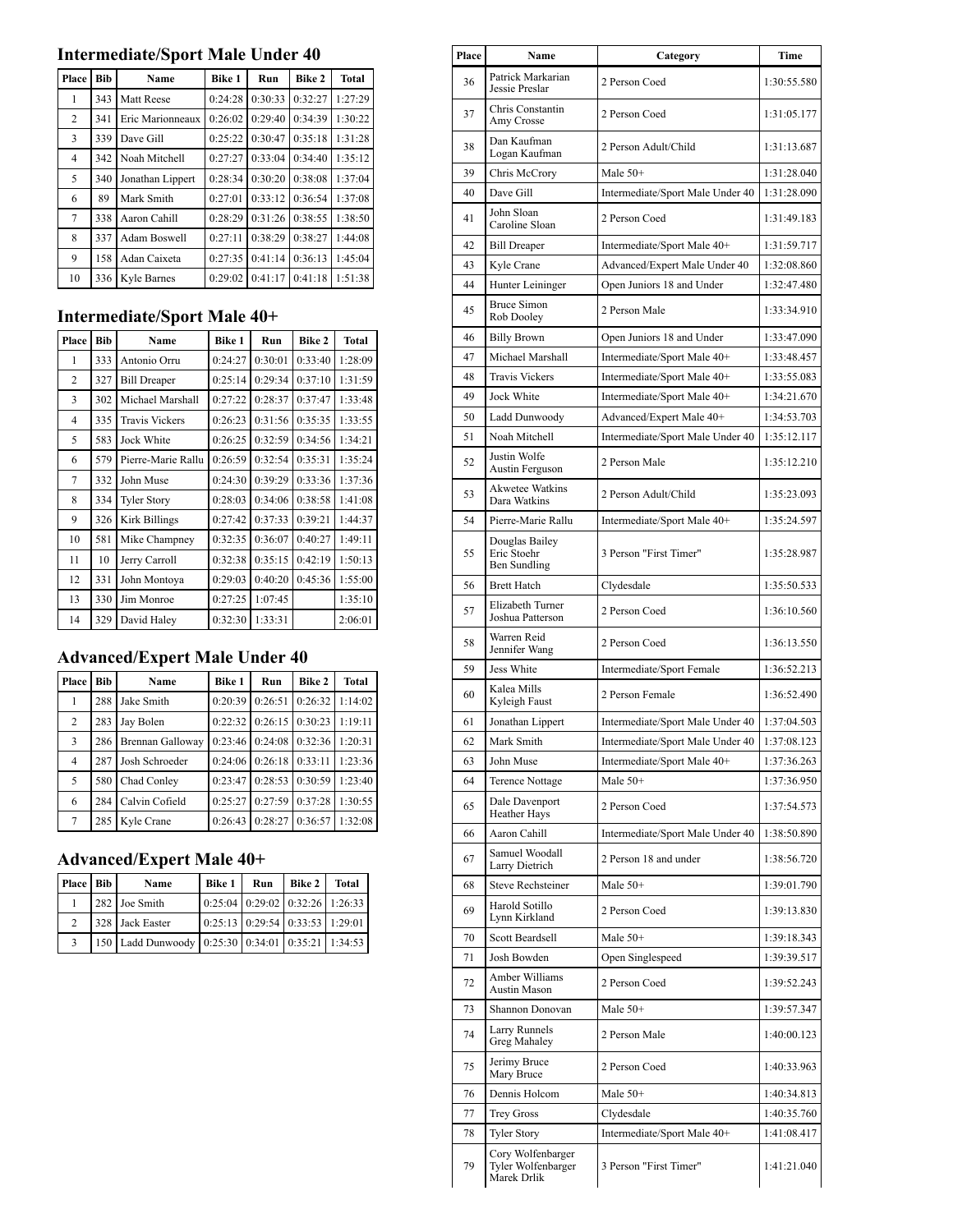## Intermediate/Sport Male Under 40

| Place | Bib | Name | Bike 1 | Run | Bike 2 | Total |
|---|---|---|---|---|---|---|
| 1 | 343 | Matt Reese | 0:24:28 | 0:30:33 | 0:32:27 | 1:27:29 |
| 2 | 341 | Eric Marionneaux | 0:26:02 | 0:29:40 | 0:34:39 | 1:30:22 |
| 3 | 339 | Dave Gill | 0:25:22 | 0:30:47 | 0:35:18 | 1:31:28 |
| 4 | 342 | Noah Mitchell | 0:27:27 | 0:33:04 | 0:34:40 | 1:35:12 |
| 5 | 340 | Jonathan Lippert | 0:28:34 | 0:30:20 | 0:38:08 | 1:37:04 |
| 6 | 89 | Mark Smith | 0:27:01 | 0:33:12 | 0:36:54 | 1:37:08 |
| 7 | 338 | Aaron Cahill | 0:28:29 | 0:31:26 | 0:38:55 | 1:38:50 |
| 8 | 337 | Adam Boswell | 0:27:11 | 0:38:29 | 0:38:27 | 1:44:08 |
| 9 | 158 | Adan Caixeta | 0:27:35 | 0:41:14 | 0:36:13 | 1:45:04 |
| 10 | 336 | Kyle Barnes | 0:29:02 | 0:41:17 | 0:41:18 | 1:51:38 |

## Intermediate/Sport Male 40+

| Place | Bib | Name | Bike 1 | Run | Bike 2 | Total |
|---|---|---|---|---|---|---|
| 1 | 333 | Antonio Orru | 0:24:27 | 0:30:01 | 0:33:40 | 1:28:09 |
| 2 | 327 | Bill Dreaper | 0:25:14 | 0:29:34 | 0:37:10 | 1:31:59 |
| 3 | 302 | Michael Marshall | 0:27:22 | 0:28:37 | 0:37:47 | 1:33:48 |
| 4 | 335 | Travis Vickers | 0:26:23 | 0:31:56 | 0:35:35 | 1:33:55 |
| 5 | 583 | Jock White | 0:26:25 | 0:32:59 | 0:34:56 | 1:34:21 |
| 6 | 579 | Pierre-Marie Rallu | 0:26:59 | 0:32:54 | 0:35:31 | 1:35:24 |
| 7 | 332 | John Muse | 0:24:30 | 0:39:29 | 0:33:36 | 1:37:36 |
| 8 | 334 | Tyler Story | 0:28:03 | 0:34:06 | 0:38:58 | 1:41:08 |
| 9 | 326 | Kirk Billings | 0:27:42 | 0:37:33 | 0:39:21 | 1:44:37 |
| 10 | 581 | Mike Champney | 0:32:35 | 0:36:07 | 0:40:27 | 1:49:11 |
| 11 | 10 | Jerry Carroll | 0:32:38 | 0:35:15 | 0:42:19 | 1:50:13 |
| 12 | 331 | John Montoya | 0:29:03 | 0:40:20 | 0:45:36 | 1:55:00 |
| 13 | 330 | Jim Monroe | 0:27:25 | 1:07:45 | | 1:35:10 |
| 14 | 329 | David Haley | 0:32:30 | 1:33:31 | | 2:06:01 |

## Advanced/Expert Male Under 40

| Place | Bib | Name | Bike 1 | Run | Bike 2 | Total |
|---|---|---|---|---|---|---|
| 1 | 288 | Jake Smith | 0:20:39 | 0:26:51 | 0:26:32 | 1:14:02 |
| 2 | 283 | Jay Bolen | 0:22:32 | 0:26:15 | 0:30:23 | 1:19:11 |
| 3 | 286 | Brennan Galloway | 0:23:46 | 0:24:08 | 0:32:36 | 1:20:31 |
| 4 | 287 | Josh Schroeder | 0:24:06 | 0:26:18 | 0:33:11 | 1:23:36 |
| 5 | 580 | Chad Conley | 0:23:47 | 0:28:53 | 0:30:59 | 1:23:40 |
| 6 | 284 | Calvin Cofield | 0:25:27 | 0:27:59 | 0:37:28 | 1:30:55 |
| 7 | 285 | Kyle Crane | 0:26:43 | 0:28:27 | 0:36:57 | 1:32:08 |

## Advanced/Expert Male 40+

| Place | Bib | Name | Bike 1 | Run | Bike 2 | Total |
|---|---|---|---|---|---|---|
| 1 | 282 | Joe Smith | 0:25:04 | 0:29:02 | 0:32:26 | 1:26:33 |
| 2 | 328 | Jack Easter | 0:25:13 | 0:29:54 | 0:33:53 | 1:29:01 |
| 3 | 150 | Ladd Dunwoody | 0:25:30 | 0:34:01 | 0:35:21 | 1:34:53 |

| Place | Name | Category | Time |
|---|---|---|---|
| 36 | Patrick Markarian<br>Jessie Preslar | 2 Person Coed | 1:30:55.580 |
| 37 | Chris Constantin<br>Amy Crosse | 2 Person Coed | 1:31:05.177 |
| 38 | Dan Kaufman<br>Logan Kaufman | 2 Person Adult/Child | 1:31:13.687 |
| 39 | Chris McCrory | Male 50+ | 1:31:28.040 |
| 40 | Dave Gill | Intermediate/Sport Male Under 40 | 1:31:28.090 |
| 41 | John Sloan<br>Caroline Sloan | 2 Person Coed | 1:31:49.183 |
| 42 | Bill Dreaper | Intermediate/Sport Male 40+ | 1:31:59.717 |
| 43 | Kyle Crane | Advanced/Expert Male Under 40 | 1:32:08.860 |
| 44 | Hunter Leininger | Open Juniors 18 and Under | 1:32:47.480 |
| 45 | Bruce Simon<br>Rob Dooley | 2 Person Male | 1:33:34.910 |
| 46 | Billy Brown | Open Juniors 18 and Under | 1:33:47.090 |
| 47 | Michael Marshall | Intermediate/Sport Male 40+ | 1:33:48.457 |
| 48 | Travis Vickers | Intermediate/Sport Male 40+ | 1:33:55.083 |
| 49 | Jock White | Intermediate/Sport Male 40+ | 1:34:21.670 |
| 50 | Ladd Dunwoody | Advanced/Expert Male 40+ | 1:34:53.703 |
| 51 | Noah Mitchell | Intermediate/Sport Male Under 40 | 1:35:12.117 |
| 52 | Justin Wolfe<br>Austin Ferguson | 2 Person Male | 1:35:12.210 |
| 53 | Akwetee Watkins<br>Dara Watkins | 2 Person Adult/Child | 1:35:23.093 |
| 54 | Pierre-Marie Rallu | Intermediate/Sport Male 40+ | 1:35:24.597 |
| 55 | Douglas Bailey<br>Eric Stoehr<br>Ben Sundling | 3 Person "First Timer" | 1:35:28.987 |
| 56 | Brett Hatch | Clydesdale | 1:35:50.533 |
| 57 | Elizabeth Turner<br>Joshua Patterson | 2 Person Coed | 1:36:10.560 |
| 58 | Warren Reid<br>Jennifer Wang | 2 Person Coed | 1:36:13.550 |
| 59 | Jess White | Intermediate/Sport Female | 1:36:52.213 |
| 60 | Kalea Mills<br>Kyleigh Faust | 2 Person Female | 1:36:52.490 |
| 61 | Jonathan Lippert | Intermediate/Sport Male Under 40 | 1:37:04.503 |
| 62 | Mark Smith | Intermediate/Sport Male Under 40 | 1:37:08.123 |
| 63 | John Muse | Intermediate/Sport Male 40+ | 1:37:36.263 |
| 64 | Terence Nottage | Male 50+ | 1:37:36.950 |
| 65 | Dale Davenport<br>Heather Hays | 2 Person Coed | 1:37:54.573 |
| 66 | Aaron Cahill | Intermediate/Sport Male Under 40 | 1:38:50.890 |
| 67 | Samuel Woodall<br>Larry Dietrich | 2 Person 18 and under | 1:38:56.720 |
| 68 | Steve Rechsteiner | Male 50+ | 1:39:01.790 |
| 69 | Harold Sotillo<br>Lynn Kirkland | 2 Person Coed | 1:39:13.830 |
| 70 | Scott Beardsell | Male 50+ | 1:39:18.343 |
| 71 | Josh Bowden | Open Singlespeed | 1:39:39.517 |
| 72 | Amber Williams<br>Austin Mason | 2 Person Coed | 1:39:52.243 |
| 73 | Shannon Donovan | Male 50+ | 1:39:57.347 |
| 74 | Larry Runnels<br>Greg Mahaley | 2 Person Male | 1:40:00.123 |
| 75 | Jerimy Bruce<br>Mary Bruce | 2 Person Coed | 1:40:33.963 |
| 76 | Dennis Holcom | Male 50+ | 1:40:34.813 |
| 77 | Trey Gross | Clydesdale | 1:40:35.760 |
| 78 | Tyler Story | Intermediate/Sport Male 40+ | 1:41:08.417 |
| 79 | Cory Wolfenbarger<br>Tyler Wolfenbarger<br>Marek Drlik | 3 Person "First Timer" | 1:41:21.040 |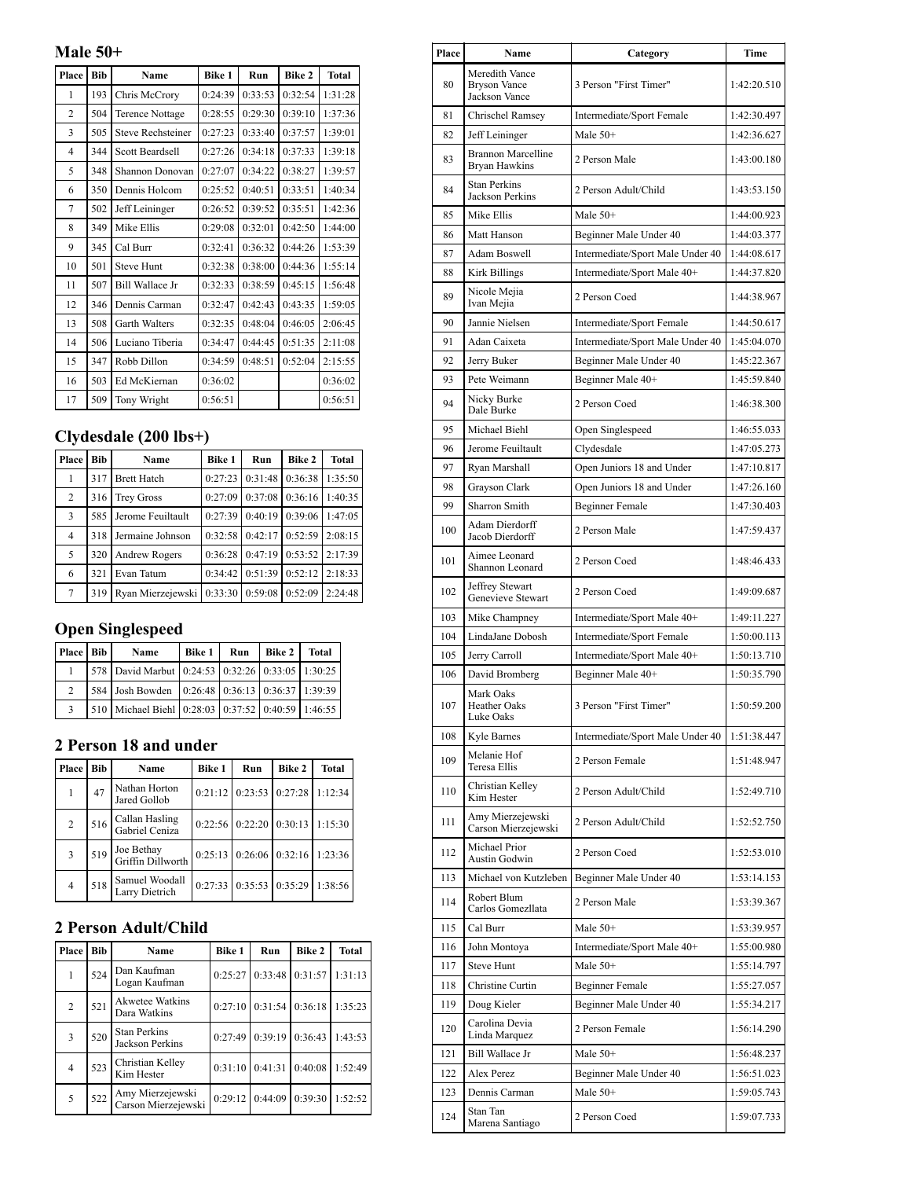## Male 50+

| Place | Bib | Name | Bike 1 | Run | Bike 2 | Total |
|---|---|---|---|---|---|---|
| 1 | 193 | Chris McCrory | 0:24:39 | 0:33:53 | 0:32:54 | 1:31:28 |
| 2 | 504 | Terence Nottage | 0:28:55 | 0:29:30 | 0:39:10 | 1:37:36 |
| 3 | 505 | Steve Rechsteiner | 0:27:23 | 0:33:40 | 0:37:57 | 1:39:01 |
| 4 | 344 | Scott Beardsell | 0:27:26 | 0:34:18 | 0:37:33 | 1:39:18 |
| 5 | 348 | Shannon Donovan | 0:27:07 | 0:34:22 | 0:38:27 | 1:39:57 |
| 6 | 350 | Dennis Holcom | 0:25:52 | 0:40:51 | 0:33:51 | 1:40:34 |
| 7 | 502 | Jeff Leininger | 0:26:52 | 0:39:52 | 0:35:51 | 1:42:36 |
| 8 | 349 | Mike Ellis | 0:29:08 | 0:32:01 | 0:42:50 | 1:44:00 |
| 9 | 345 | Cal Burr | 0:32:41 | 0:36:32 | 0:44:26 | 1:53:39 |
| 10 | 501 | Steve Hunt | 0:32:38 | 0:38:00 | 0:44:36 | 1:55:14 |
| 11 | 507 | Bill Wallace Jr | 0:32:33 | 0:38:59 | 0:45:15 | 1:56:48 |
| 12 | 346 | Dennis Carman | 0:32:47 | 0:42:43 | 0:43:35 | 1:59:05 |
| 13 | 508 | Garth Walters | 0:32:35 | 0:48:04 | 0:46:05 | 2:06:45 |
| 14 | 506 | Luciano Tiberia | 0:34:47 | 0:44:45 | 0:51:35 | 2:11:08 |
| 15 | 347 | Robb Dillon | 0:34:59 | 0:48:51 | 0:52:04 | 2:15:55 |
| 16 | 503 | Ed McKiernan | 0:36:02 | | | 0:36:02 |
| 17 | 509 | Tony Wright | 0:56:51 | | | 0:56:51 |

## Clydesdale (200 lbs+)

| Place | Bib | Name | Bike 1 | Run | Bike 2 | Total |
|---|---|---|---|---|---|---|
| 1 | 317 | Brett Hatch | 0:27:23 | 0:31:48 | 0:36:38 | 1:35:50 |
| 2 | 316 | Trey Gross | 0:27:09 | 0:37:08 | 0:36:16 | 1:40:35 |
| 3 | 585 | Jerome Feuiltault | 0:27:39 | 0:40:19 | 0:39:06 | 1:47:05 |
| 4 | 318 | Jermaine Johnson | 0:32:58 | 0:42:17 | 0:52:59 | 2:08:15 |
| 5 | 320 | Andrew Rogers | 0:36:28 | 0:47:19 | 0:53:52 | 2:17:39 |
| 6 | 321 | Evan Tatum | 0:34:42 | 0:51:39 | 0:52:12 | 2:18:33 |
| 7 | 319 | Ryan Mierzejewski | 0:33:30 | 0:59:08 | 0:52:09 | 2:24:48 |

## Open Singlespeed

| Place | Bib | Name | Bike 1 | Run | Bike 2 | Total |
|---|---|---|---|---|---|---|
| 1 | 578 | David Marbut | 0:24:53 | 0:32:26 | 0:33:05 | 1:30:25 |
| 2 | 584 | Josh Bowden | 0:26:48 | 0:36:13 | 0:36:37 | 1:39:39 |
| 3 | 510 | Michael Biehl | 0:28:03 | 0:37:52 | 0:40:59 | 1:46:55 |

## 2 Person 18 and under

| Place | Bib | Name | Bike 1 | Run | Bike 2 | Total |
|---|---|---|---|---|---|---|
| 1 | 47 | Nathan Horton<br>Jared Gollob | 0:21:12 | 0:23:53 | 0:27:28 | 1:12:34 |
| 2 | 516 | Callan Hasling<br>Gabriel Ceniza | 0:22:56 | 0:22:20 | 0:30:13 | 1:15:30 |
| 3 | 519 | Joe Bethay<br>Griffin Dillworth | 0:25:13 | 0:26:06 | 0:32:16 | 1:23:36 |
| 4 | 518 | Samuel Woodall<br>Larry Dietrich | 0:27:33 | 0:35:53 | 0:35:29 | 1:38:56 |

## 2 Person Adult/Child

| Place | Bib | Name | Bike 1 | Run | Bike 2 | Total |
|---|---|---|---|---|---|---|
| 1 | 524 | Dan Kaufman<br>Logan Kaufman | 0:25:27 | 0:33:48 | 0:31:57 | 1:31:13 |
| 2 | 521 | Akwetee Watkins<br>Dara Watkins | 0:27:10 | 0:31:54 | 0:36:18 | 1:35:23 |
| 3 | 520 | Stan Perkins<br>Jackson Perkins | 0:27:49 | 0:39:19 | 0:36:43 | 1:43:53 |
| 4 | 523 | Christian Kelley<br>Kim Hester | 0:31:10 | 0:41:31 | 0:40:08 | 1:52:49 |
| 5 | 522 | Amy Mierzejewski<br>Carson Mierzejewski | 0:29:12 | 0:44:09 | 0:39:30 | 1:52:52 |

| Place | Name | Category | Time |
|---|---|---|---|
| 80 | Meredith Vance<br>Bryson Vance<br>Jackson Vance | 3 Person "First Timer" | 1:42:20.510 |
| 81 | Chrischel Ramsey | Intermediate/Sport Female | 1:42:30.497 |
| 82 | Jeff Leininger | Male 50+ | 1:42:36.627 |
| 83 | Brannon Marcelline<br>Bryan Hawkins | 2 Person Male | 1:43:00.180 |
| 84 | Stan Perkins<br>Jackson Perkins | 2 Person Adult/Child | 1:43:53.150 |
| 85 | Mike Ellis | Male 50+ | 1:44:00.923 |
| 86 | Matt Hanson | Beginner Male Under 40 | 1:44:03.377 |
| 87 | Adam Boswell | Intermediate/Sport Male Under 40 | 1:44:08.617 |
| 88 | Kirk Billings | Intermediate/Sport Male 40+ | 1:44:37.820 |
| 89 | Nicole Mejia<br>Ivan Mejia | 2 Person Coed | 1:44:38.967 |
| 90 | Jannie Nielsen | Intermediate/Sport Female | 1:44:50.617 |
| 91 | Adan Caixeta | Intermediate/Sport Male Under 40 | 1:45:04.070 |
| 92 | Jerry Buker | Beginner Male Under 40 | 1:45:22.367 |
| 93 | Pete Weimann | Beginner Male 40+ | 1:45:59.840 |
| 94 | Nicky Burke<br>Dale Burke | 2 Person Coed | 1:46:38.300 |
| 95 | Michael Biehl | Open Singlespeed | 1:46:55.033 |
| 96 | Jerome Feuiltault | Clydesdale | 1:47:05.273 |
| 97 | Ryan Marshall | Open Juniors 18 and Under | 1:47:10.817 |
| 98 | Grayson Clark | Open Juniors 18 and Under | 1:47:26.160 |
| 99 | Sharron Smith | Beginner Female | 1:47:30.403 |
| 100 | Adam Dierdorff<br>Jacob Dierdorff | 2 Person Male | 1:47:59.437 |
| 101 | Aimee Leonard<br>Shannon Leonard | 2 Person Coed | 1:48:46.433 |
| 102 | Jeffrey Stewart<br>Genevieve Stewart | 2 Person Coed | 1:49:09.687 |
| 103 | Mike Champney | Intermediate/Sport Male 40+ | 1:49:11.227 |
| 104 | LindaJane Dobosh | Intermediate/Sport Female | 1:50:00.113 |
| 105 | Jerry Carroll | Intermediate/Sport Male 40+ | 1:50:13.710 |
| 106 | David Bromberg | Beginner Male 40+ | 1:50:35.790 |
| 107 | Mark Oaks<br>Heather Oaks<br>Luke Oaks | 3 Person "First Timer" | 1:50:59.200 |
| 108 | Kyle Barnes | Intermediate/Sport Male Under 40 | 1:51:38.447 |
| 109 | Melanie Hof<br>Teresa Ellis | 2 Person Female | 1:51:48.947 |
| 110 | Christian Kelley<br>Kim Hester | 2 Person Adult/Child | 1:52:49.710 |
| 111 | Amy Mierzejewski<br>Carson Mierzejewski | 2 Person Adult/Child | 1:52:52.750 |
| 112 | Michael Prior<br>Austin Godwin | 2 Person Coed | 1:52:53.010 |
| 113 | Michael von Kutzleben | Beginner Male Under 40 | 1:53:14.153 |
| 114 | Robert Blum<br>Carlos Gomezllata | 2 Person Male | 1:53:39.367 |
| 115 | Cal Burr | Male 50+ | 1:53:39.957 |
| 116 | John Montoya | Intermediate/Sport Male 40+ | 1:55:00.980 |
| 117 | Steve Hunt | Male 50+ | 1:55:14.797 |
| 118 | Christine Curtin | Beginner Female | 1:55:27.057 |
| 119 | Doug Kieler | Beginner Male Under 40 | 1:55:34.217 |
| 120 | Carolina Devia<br>Linda Marquez | 2 Person Female | 1:56:14.290 |
| 121 | Bill Wallace Jr | Male 50+ | 1:56:48.237 |
| 122 | Alex Perez | Beginner Male Under 40 | 1:56:51.023 |
| 123 | Dennis Carman | Male 50+ | 1:59:05.743 |
| 124 | Stan Tan<br>Marena Santiago | 2 Person Coed | 1:59:07.733 |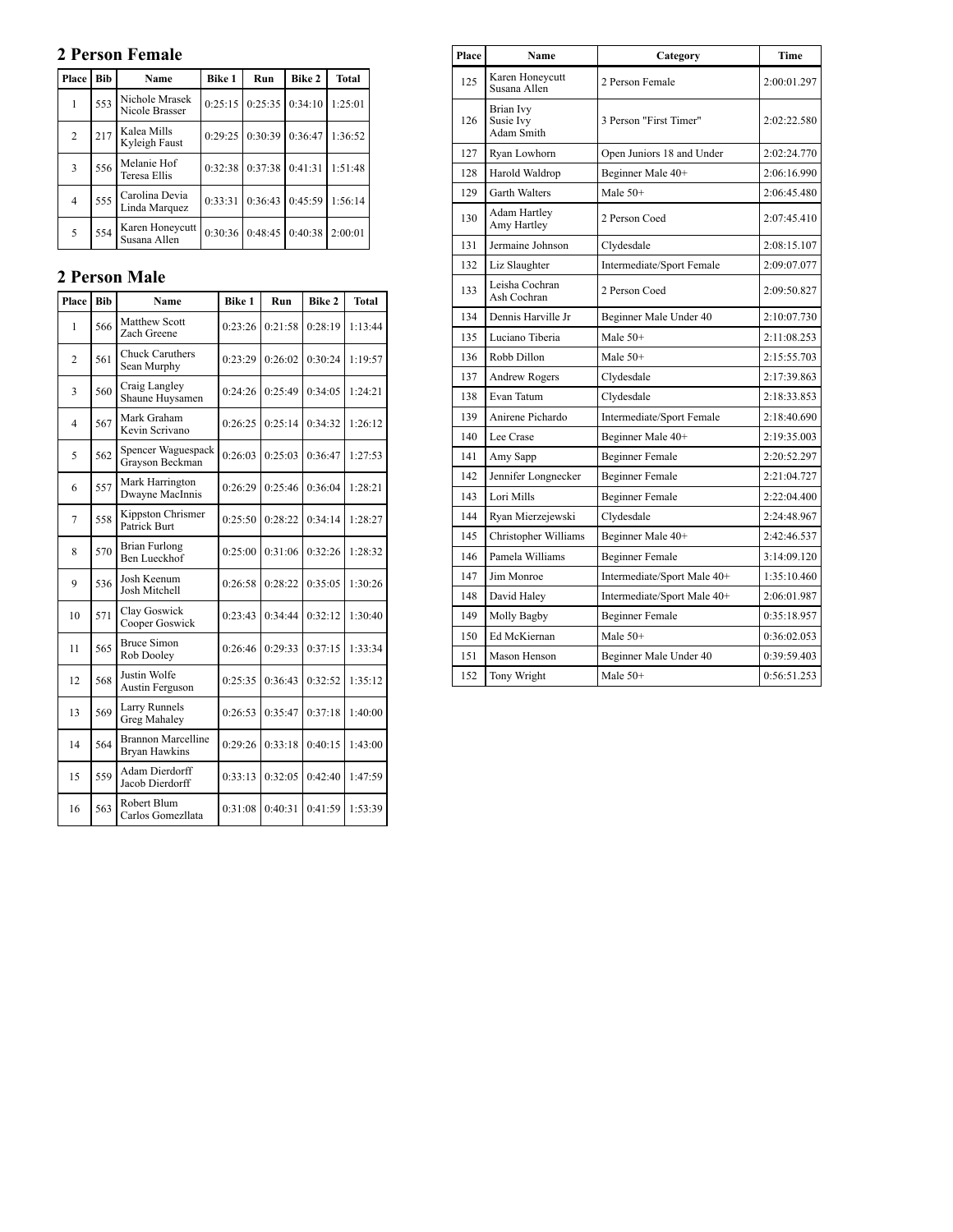## 2 Person Female

| Place | Bib | Name | Bike 1 | Run | Bike 2 | Total |
|---|---|---|---|---|---|---|
| 1 | 553 | Nichole Mrasek<br>Nicole Brasser | 0:25:15 | 0:25:35 | 0:34:10 | 1:25:01 |
| 2 | 217 | Kalea Mills<br>Kyleigh Faust | 0:29:25 | 0:30:39 | 0:36:47 | 1:36:52 |
| 3 | 556 | Melanie Hof<br>Teresa Ellis | 0:32:38 | 0:37:38 | 0:41:31 | 1:51:48 |
| 4 | 555 | Carolina Devia<br>Linda Marquez | 0:33:31 | 0:36:43 | 0:45:59 | 1:56:14 |
| 5 | 554 | Karen Honeycutt<br>Susana Allen | 0:30:36 | 0:48:45 | 0:40:38 | 2:00:01 |

## 2 Person Male

| Place | Bib | Name | Bike 1 | Run | Bike 2 | Total |
|---|---|---|---|---|---|---|
| 1 | 566 | Matthew Scott<br>Zach Greene | 0:23:26 | 0:21:58 | 0:28:19 | 1:13:44 |
| 2 | 561 | Chuck Caruthers<br>Sean Murphy | 0:23:29 | 0:26:02 | 0:30:24 | 1:19:57 |
| 3 | 560 | Craig Langley<br>Shaune Huysamen | 0:24:26 | 0:25:49 | 0:34:05 | 1:24:21 |
| 4 | 567 | Mark Graham<br>Kevin Scrivano | 0:26:25 | 0:25:14 | 0:34:32 | 1:26:12 |
| 5 | 562 | Spencer Waguespack<br>Grayson Beckman | 0:26:03 | 0:25:03 | 0:36:47 | 1:27:53 |
| 6 | 557 | Mark Harrington<br>Dwayne MacInnis | 0:26:29 | 0:25:46 | 0:36:04 | 1:28:21 |
| 7 | 558 | Kippston Chrismer<br>Patrick Burt | 0:25:50 | 0:28:22 | 0:34:14 | 1:28:27 |
| 8 | 570 | Brian Furlong<br>Ben Lueckhof | 0:25:00 | 0:31:06 | 0:32:26 | 1:28:32 |
| 9 | 536 | Josh Keenum<br>Josh Mitchell | 0:26:58 | 0:28:22 | 0:35:05 | 1:30:26 |
| 10 | 571 | Clay Goswick<br>Cooper Goswick | 0:23:43 | 0:34:44 | 0:32:12 | 1:30:40 |
| 11 | 565 | Bruce Simon<br>Rob Dooley | 0:26:46 | 0:29:33 | 0:37:15 | 1:33:34 |
| 12 | 568 | Justin Wolfe<br>Austin Ferguson | 0:25:35 | 0:36:43 | 0:32:52 | 1:35:12 |
| 13 | 569 | Larry Runnels<br>Greg Mahaley | 0:26:53 | 0:35:47 | 0:37:18 | 1:40:00 |
| 14 | 564 | Brannon Marcelline<br>Bryan Hawkins | 0:29:26 | 0:33:18 | 0:40:15 | 1:43:00 |
| 15 | 559 | Adam Dierdorff<br>Jacob Dierdorff | 0:33:13 | 0:32:05 | 0:42:40 | 1:47:59 |
| 16 | 563 | Robert Blum<br>Carlos Gomezllata | 0:31:08 | 0:40:31 | 0:41:59 | 1:53:39 |

| Place | Name | Category | Time |
|---|---|---|---|
| 125 | Karen Honeycutt<br>Susana Allen | 2 Person Female | 2:00:01.297 |
| 126 | Brian Ivy<br>Susie Ivy<br>Adam Smith | 3 Person "First Timer" | 2:02:22.580 |
| 127 | Ryan Lowhorn | Open Juniors 18 and Under | 2:02:24.770 |
| 128 | Harold Waldrop | Beginner Male 40+ | 2:06:16.990 |
| 129 | Garth Walters | Male 50+ | 2:06:45.480 |
| 130 | Adam Hartley<br>Amy Hartley | 2 Person Coed | 2:07:45.410 |
| 131 | Jermaine Johnson | Clydesdale | 2:08:15.107 |
| 132 | Liz Slaughter | Intermediate/Sport Female | 2:09:07.077 |
| 133 | Leisha Cochran<br>Ash Cochran | 2 Person Coed | 2:09:50.827 |
| 134 | Dennis Harville Jr | Beginner Male Under 40 | 2:10:07.730 |
| 135 | Luciano Tiberia | Male 50+ | 2:11:08.253 |
| 136 | Robb Dillon | Male 50+ | 2:15:55.703 |
| 137 | Andrew Rogers | Clydesdale | 2:17:39.863 |
| 138 | Evan Tatum | Clydesdale | 2:18:33.853 |
| 139 | Anirene Pichardo | Intermediate/Sport Female | 2:18:40.690 |
| 140 | Lee Crase | Beginner Male 40+ | 2:19:35.003 |
| 141 | Amy Sapp | Beginner Female | 2:20:52.297 |
| 142 | Jennifer Longnecker | Beginner Female | 2:21:04.727 |
| 143 | Lori Mills | Beginner Female | 2:22:04.400 |
| 144 | Ryan Mierzejewski | Clydesdale | 2:24:48.967 |
| 145 | Christopher Williams | Beginner Male 40+ | 2:42:46.537 |
| 146 | Pamela Williams | Beginner Female | 3:14:09.120 |
| 147 | Jim Monroe | Intermediate/Sport Male 40+ | 1:35:10.460 |
| 148 | David Haley | Intermediate/Sport Male 40+ | 2:06:01.987 |
| 149 | Molly Bagby | Beginner Female | 0:35:18.957 |
| 150 | Ed McKiernan | Male 50+ | 0:36:02.053 |
| 151 | Mason Henson | Beginner Male Under 40 | 0:39:59.403 |
| 152 | Tony Wright | Male 50+ | 0:56:51.253 |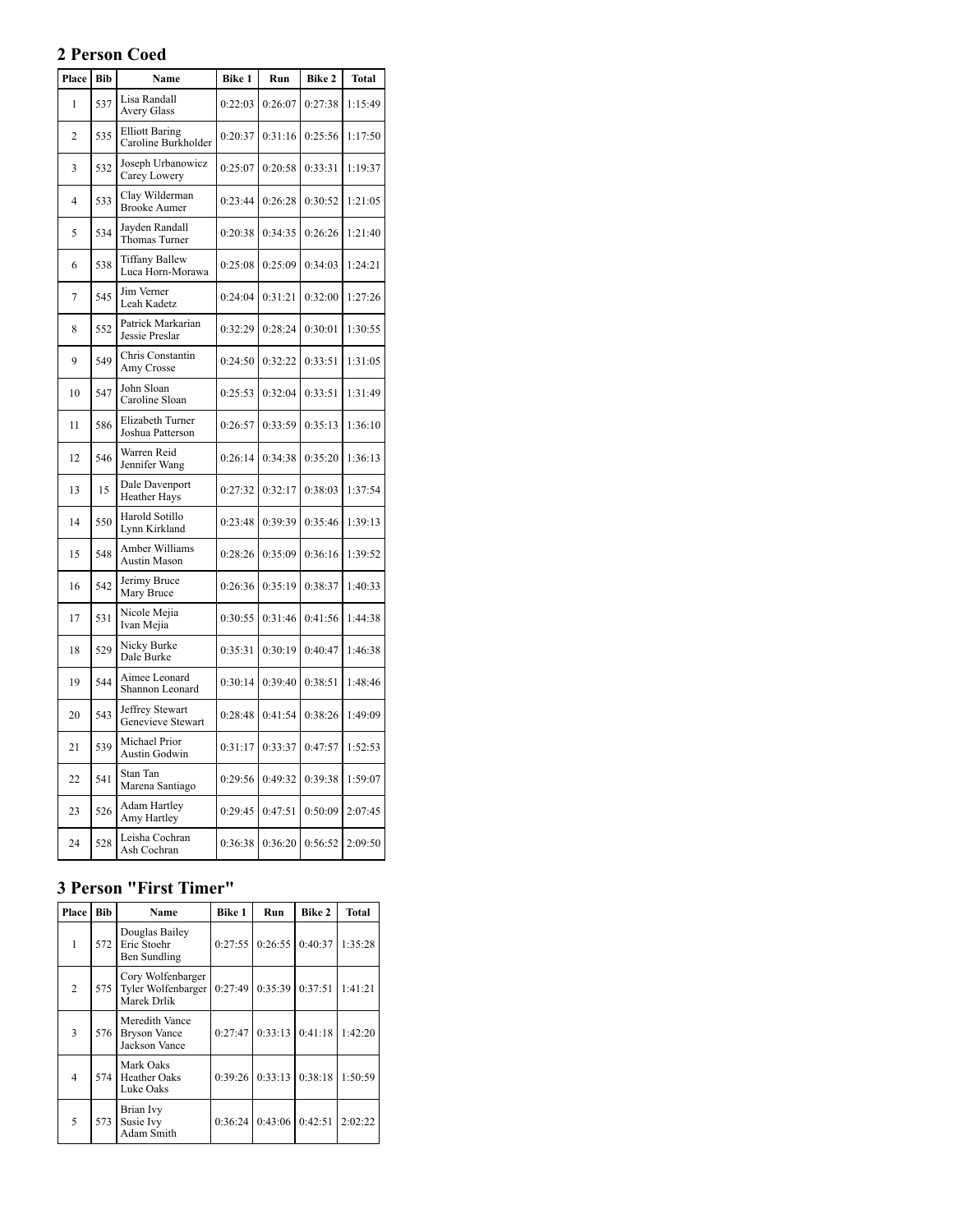## 2 Person Coed

| Place | Bib | Name | Bike 1 | Run | Bike 2 | Total |
|---|---|---|---|---|---|---|
| 1 | 537 | Lisa Randall<br>Avery Glass | 0:22:03 | 0:26:07 | 0:27:38 | 1:15:49 |
| 2 | 535 | Elliott Baring<br>Caroline Burkholder | 0:20:37 | 0:31:16 | 0:25:56 | 1:17:50 |
| 3 | 532 | Joseph Urbanowicz<br>Carey Lowery | 0:25:07 | 0:20:58 | 0:33:31 | 1:19:37 |
| 4 | 533 | Clay Wilderman<br>Brooke Aumer | 0:23:44 | 0:26:28 | 0:30:52 | 1:21:05 |
| 5 | 534 | Jayden Randall<br>Thomas Turner | 0:20:38 | 0:34:35 | 0:26:26 | 1:21:40 |
| 6 | 538 | Tiffany Ballew<br>Luca Horn-Morawa | 0:25:08 | 0:25:09 | 0:34:03 | 1:24:21 |
| 7 | 545 | Jim Verner<br>Leah Kadetz | 0:24:04 | 0:31:21 | 0:32:00 | 1:27:26 |
| 8 | 552 | Patrick Markarian<br>Jessie Preslar | 0:32:29 | 0:28:24 | 0:30:01 | 1:30:55 |
| 9 | 549 | Chris Constantin<br>Amy Crosse | 0:24:50 | 0:32:22 | 0:33:51 | 1:31:05 |
| 10 | 547 | John Sloan<br>Caroline Sloan | 0:25:53 | 0:32:04 | 0:33:51 | 1:31:49 |
| 11 | 586 | Elizabeth Turner<br>Joshua Patterson | 0:26:57 | 0:33:59 | 0:35:13 | 1:36:10 |
| 12 | 546 | Warren Reid<br>Jennifer Wang | 0:26:14 | 0:34:38 | 0:35:20 | 1:36:13 |
| 13 | 15 | Dale Davenport<br>Heather Hays | 0:27:32 | 0:32:17 | 0:38:03 | 1:37:54 |
| 14 | 550 | Harold Sotillo<br>Lynn Kirkland | 0:23:48 | 0:39:39 | 0:35:46 | 1:39:13 |
| 15 | 548 | Amber Williams<br>Austin Mason | 0:28:26 | 0:35:09 | 0:36:16 | 1:39:52 |
| 16 | 542 | Jerimy Bruce<br>Mary Bruce | 0:26:36 | 0:35:19 | 0:38:37 | 1:40:33 |
| 17 | 531 | Nicole Mejia<br>Ivan Mejia | 0:30:55 | 0:31:46 | 0:41:56 | 1:44:38 |
| 18 | 529 | Nicky Burke<br>Dale Burke | 0:35:31 | 0:30:19 | 0:40:47 | 1:46:38 |
| 19 | 544 | Aimee Leonard<br>Shannon Leonard | 0:30:14 | 0:39:40 | 0:38:51 | 1:48:46 |
| 20 | 543 | Jeffrey Stewart<br>Genevieve Stewart | 0:28:48 | 0:41:54 | 0:38:26 | 1:49:09 |
| 21 | 539 | Michael Prior<br>Austin Godwin | 0:31:17 | 0:33:37 | 0:47:57 | 1:52:53 |
| 22 | 541 | Stan Tan<br>Marena Santiago | 0:29:56 | 0:49:32 | 0:39:38 | 1:59:07 |
| 23 | 526 | Adam Hartley<br>Amy Hartley | 0:29:45 | 0:47:51 | 0:50:09 | 2:07:45 |
| 24 | 528 | Leisha Cochran<br>Ash Cochran | 0:36:38 | 0:36:20 | 0:56:52 | 2:09:50 |

## 3 Person "First Timer"

| Place | Bib | Name | Bike 1 | Run | Bike 2 | Total |
|---|---|---|---|---|---|---|
| 1 | 572 | Douglas Bailey<br>Eric Stoehr<br>Ben Sundling | 0:27:55 | 0:26:55 | 0:40:37 | 1:35:28 |
| 2 | 575 | Cory Wolfenbarger<br>Tyler Wolfenbarger<br>Marek Drlik | 0:27:49 | 0:35:39 | 0:37:51 | 1:41:21 |
| 3 | 576 | Meredith Vance<br>Bryson Vance<br>Jackson Vance | 0:27:47 | 0:33:13 | 0:41:18 | 1:42:20 |
| 4 | 574 | Mark Oaks<br>Heather Oaks<br>Luke Oaks | 0:39:26 | 0:33:13 | 0:38:18 | 1:50:59 |
| 5 | 573 | Brian Ivy<br>Susie Ivy<br>Adam Smith | 0:36:24 | 0:43:06 | 0:42:51 | 2:02:22 |